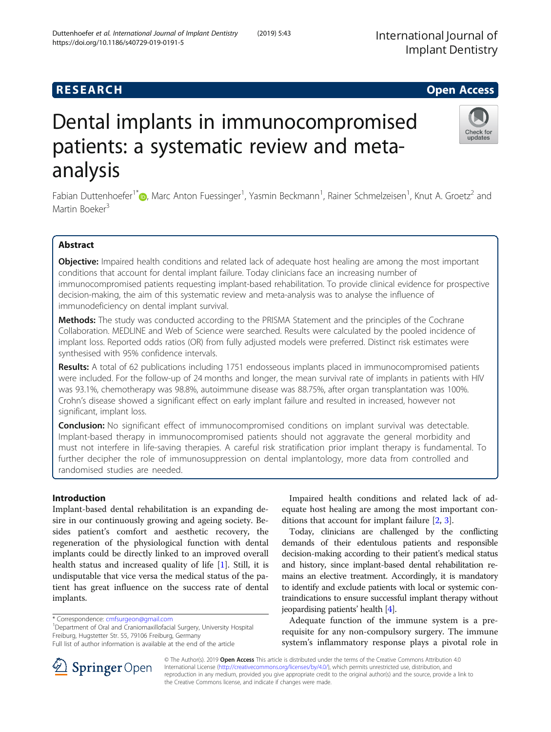**RESEARCH** **Open Access**

# Dental implants in immunocompromised patients: a systematic review and meta-analysis

Fabian Duttenhoefer[1*], Marc Anton Fuessinger[1], Yasmin Beckmann[1], Rainer Schmelzeisen[1], Knut A. Groetz[2] and Martin Boeker[3]

## Abstract

**Objective:** Impaired health conditions and related lack of adequate host healing are among the most important conditions that account for dental implant failure. Today clinicians face an increasing number of immunocompromised patients requesting implant-based rehabilitation. To provide clinical evidence for prospective decision-making, the aim of this systematic review and meta-analysis was to analyse the influence of immunodeficiency on dental implant survival.

**Methods:** The study was conducted according to the PRISMA Statement and the principles of the Cochrane Collaboration. MEDLINE and Web of Science were searched. Results were calculated by the pooled incidence of implant loss. Reported odds ratios (OR) from fully adjusted models were preferred. Distinct risk estimates were synthesised with 95% confidence intervals.

**Results:** A total of 62 publications including 1751 endosseous implants placed in immunocompromised patients were included. For the follow-up of 24 months and longer, the mean survival rate of implants in patients with HIV was 93.1%, chemotherapy was 98.8%, autoimmune disease was 88.75%, after organ transplantation was 100%. Crohn's disease showed a significant effect on early implant failure and resulted in increased, however not significant, implant loss.

**Conclusion:** No significant effect of immunocompromised conditions on implant survival was detectable. Implant-based therapy in immunocompromised patients should not aggravate the general morbidity and must not interfere in life-saving therapies. A careful risk stratification prior implant therapy is fundamental. To further decipher the role of immunosuppression on dental implantology, more data from controlled and randomised studies are needed.

## Introduction

Implant-based dental rehabilitation is an expanding desire in our continuously growing and ageing society. Besides patient's comfort and aesthetic recovery, the regeneration of the physiological function with dental implants could be directly linked to an improved overall health status and increased quality of life [1]. Still, it is undisputable that vice versa the medical status of the patient has great influence on the success rate of dental implants.

Impaired health conditions and related lack of adequate host healing are among the most important conditions that account for implant failure [2, 3].

Today, clinicians are challenged by the conflicting demands of their edentulous patients and responsible decision-making according to their patient's medical status and history, since implant-based dental rehabilitation remains an elective treatment. Accordingly, it is mandatory to identify and exclude patients with local or systemic contraindications to ensure successful implant therapy without jeopardising patients' health [4].

Adequate function of the immune system is a prerequisite for any non-compulsory surgery. The immune system's inflammatory response plays a pivotal role in

---

* Correspondence: cmfsurgeon@gmail.com
[1]Department of Oral and Craniomaxillofacial Surgery, University Hospital Freiburg, Hugstetter Str. 55, 79106 Freiburg, Germany
Full list of author information is available at the end of the article

© The Author(s). 2019 **Open Access** This article is distributed under the terms of the Creative Commons Attribution 4.0 International License (http://creativecommons.org/licenses/by/4.0/), which permits unrestricted use, distribution, and reproduction in any medium, provided you give appropriate credit to the original author(s) and the source, provide a link to the Creative Commons license, and indicate if changes were made.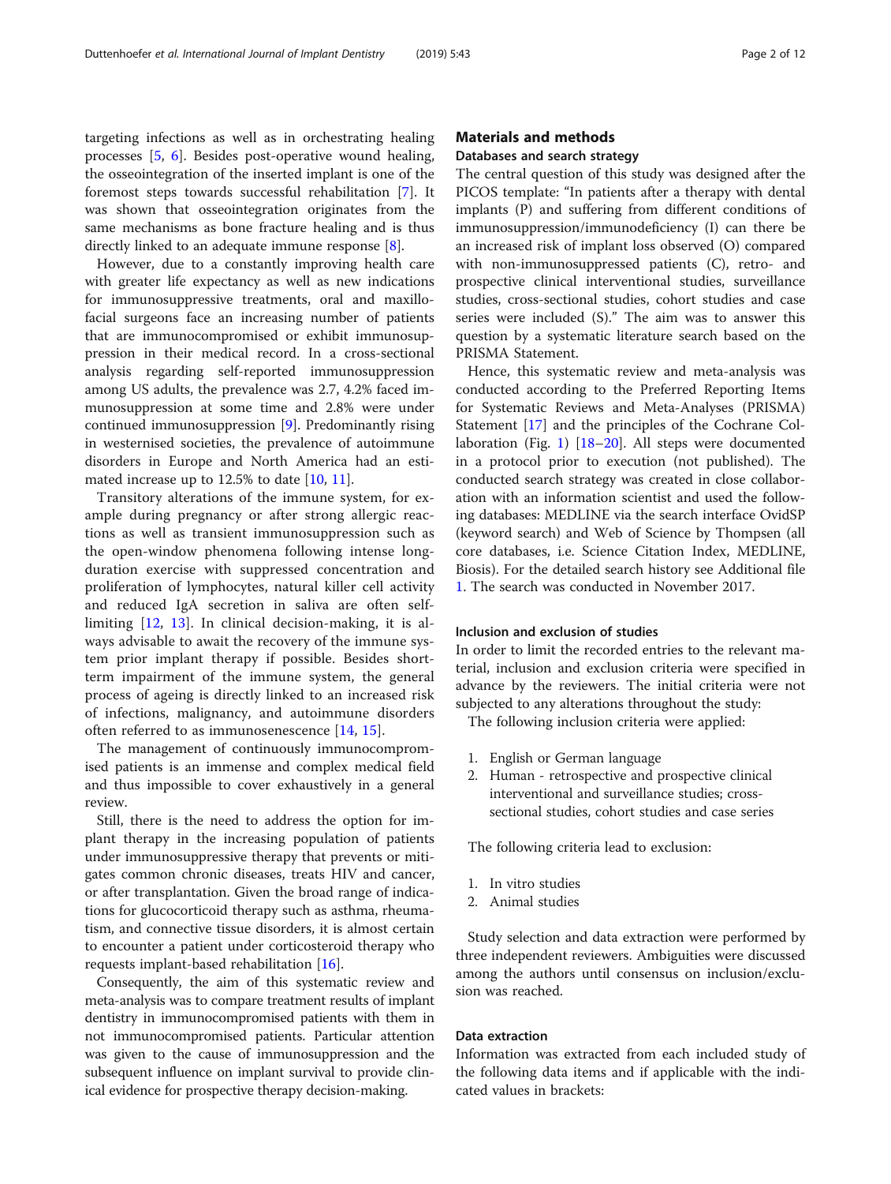targeting infections as well as in orchestrating healing processes [5, 6]. Besides post-operative wound healing, the osseointegration of the inserted implant is one of the foremost steps towards successful rehabilitation [7]. It was shown that osseointegration originates from the same mechanisms as bone fracture healing and is thus directly linked to an adequate immune response [8].

However, due to a constantly improving health care with greater life expectancy as well as new indications for immunosuppressive treatments, oral and maxillofacial surgeons face an increasing number of patients that are immunocompromised or exhibit immunosuppression in their medical record. In a cross-sectional analysis regarding self-reported immunosuppression among US adults, the prevalence was 2.7, 4.2% faced immunosuppression at some time and 2.8% were under continued immunosuppression [9]. Predominantly rising in westernised societies, the prevalence of autoimmune disorders in Europe and North America had an estimated increase up to 12.5% to date [10, 11].

Transitory alterations of the immune system, for example during pregnancy or after strong allergic reactions as well as transient immunosuppression such as the open-window phenomena following intense long-duration exercise with suppressed concentration and proliferation of lymphocytes, natural killer cell activity and reduced IgA secretion in saliva are often self-limiting [12, 13]. In clinical decision-making, it is always advisable to await the recovery of the immune system prior implant therapy if possible. Besides short-term impairment of the immune system, the general process of ageing is directly linked to an increased risk of infections, malignancy, and autoimmune disorders often referred to as immunosenescence [14, 15].

The management of continuously immunocompromised patients is an immense and complex medical field and thus impossible to cover exhaustively in a general review.

Still, there is the need to address the option for implant therapy in the increasing population of patients under immunosuppressive therapy that prevents or mitigates common chronic diseases, treats HIV and cancer, or after transplantation. Given the broad range of indications for glucocorticoid therapy such as asthma, rheumatism, and connective tissue disorders, it is almost certain to encounter a patient under corticosteroid therapy who requests implant-based rehabilitation [16].

Consequently, the aim of this systematic review and meta-analysis was to compare treatment results of implant dentistry in immunocompromised patients with them in not immunocompromised patients. Particular attention was given to the cause of immunosuppression and the subsequent influence on implant survival to provide clinical evidence for prospective therapy decision-making.

## Materials and methods

### Databases and search strategy

The central question of this study was designed after the PICOS template: "In patients after a therapy with dental implants (P) and suffering from different conditions of immunosuppression/immunodeficiency (I) can there be an increased risk of implant loss observed (O) compared with non-immunosuppressed patients (C), retro- and prospective clinical interventional studies, surveillance studies, cross-sectional studies, cohort studies and case series were included (S)." The aim was to answer this question by a systematic literature search based on the PRISMA Statement.

Hence, this systematic review and meta-analysis was conducted according to the Preferred Reporting Items for Systematic Reviews and Meta-Analyses (PRISMA) Statement [17] and the principles of the Cochrane Collaboration (Fig. 1) [18–20]. All steps were documented in a protocol prior to execution (not published). The conducted search strategy was created in close collaboration with an information scientist and used the following databases: MEDLINE via the search interface OvidSP (keyword search) and Web of Science by Thompsen (all core databases, i.e. Science Citation Index, MEDLINE, Biosis). For the detailed search history see Additional file 1. The search was conducted in November 2017.

### Inclusion and exclusion of studies

In order to limit the recorded entries to the relevant material, inclusion and exclusion criteria were specified in advance by the reviewers. The initial criteria were not subjected to any alterations throughout the study:

The following inclusion criteria were applied:

1. English or German language
2. Human - retrospective and prospective clinical interventional and surveillance studies; cross-sectional studies, cohort studies and case series

The following criteria lead to exclusion:

1. In vitro studies
2. Animal studies

Study selection and data extraction were performed by three independent reviewers. Ambiguities were discussed among the authors until consensus on inclusion/exclusion was reached.

### Data extraction

Information was extracted from each included study of the following data items and if applicable with the indicated values in brackets: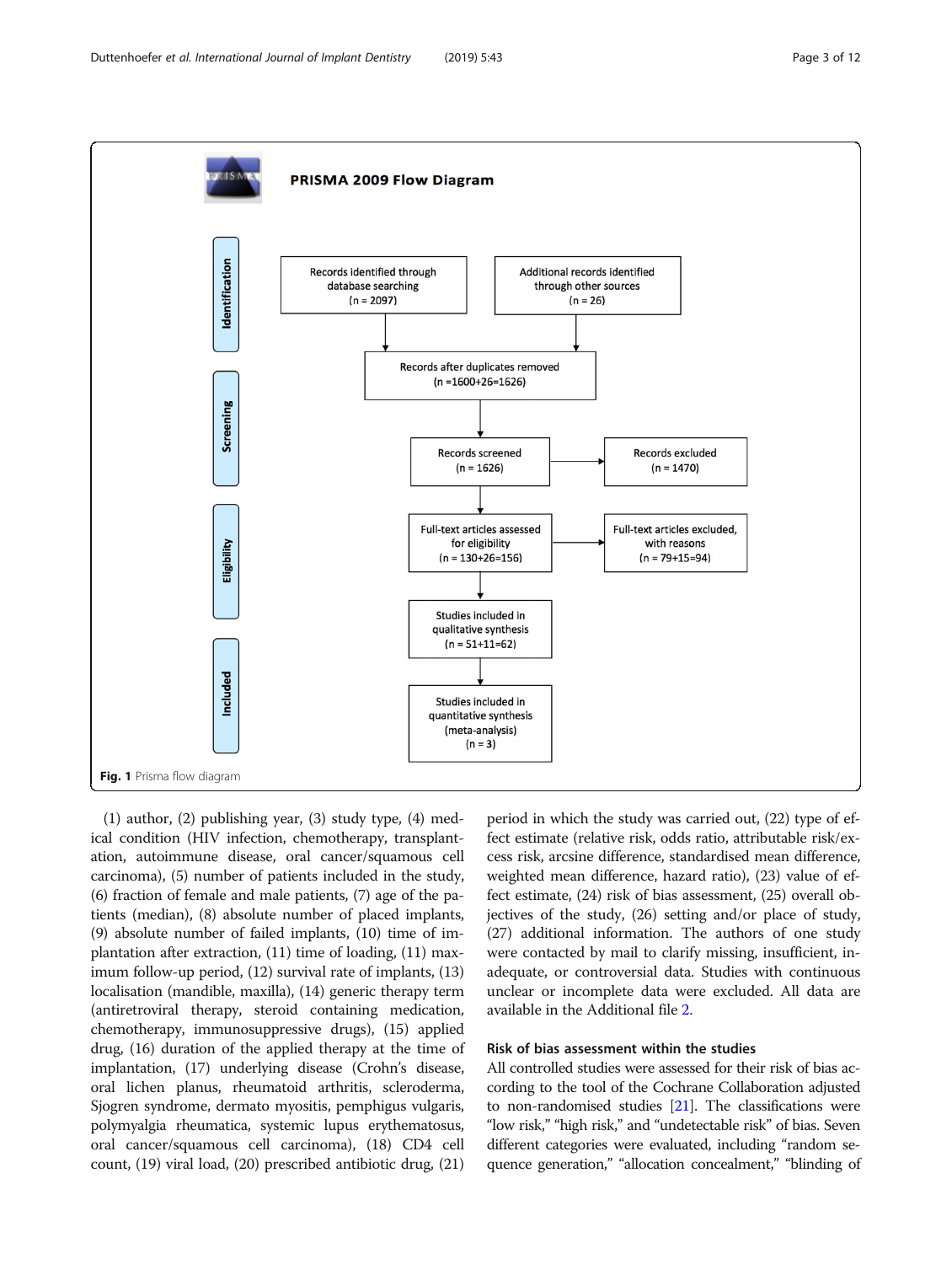**PRISMA 2009 Flow Diagram**

**Identification**

- Records identified through database searching (n = 2097)
- Additional records identified through other sources (n = 26)

**Screening**

- Records after duplicates removed (n =1600+26=1626)
- Records screened (n = 1626)
- Records excluded (n = 1470)

**Eligibility**

- Full-text articles assessed for eligibility (n = 130+26=156)
- Full-text articles excluded, with reasons (n = 79+15=94)

**Included**

- Studies included in qualitative synthesis (n = 51+11=62)
- Studies included in quantitative synthesis (meta-analysis) (n = 3)

**Fig. 1** Prisma flow diagram

(1) author, (2) publishing year, (3) study type, (4) medical condition (HIV infection, chemotherapy, transplantation, autoimmune disease, oral cancer/squamous cell carcinoma), (5) number of patients included in the study, (6) fraction of female and male patients, (7) age of the patients (median), (8) absolute number of placed implants, (9) absolute number of failed implants, (10) time of implantation after extraction, (11) time of loading, (11) maximum follow-up period, (12) survival rate of implants, (13) localisation (mandible, maxilla), (14) generic therapy term (antiretroviral therapy, steroid containing medication, chemotherapy, immunosuppressive drugs), (15) applied drug, (16) duration of the applied therapy at the time of implantation, (17) underlying disease (Crohn's disease, oral lichen planus, rheumatoid arthritis, scleroderma, Sjogren syndrome, dermato myositis, pemphigus vulgaris, polymyalgia rheumatica, systemic lupus erythematosus, oral cancer/squamous cell carcinoma), (18) CD4 cell count, (19) viral load, (20) prescribed antibiotic drug, (21) period in which the study was carried out, (22) type of effect estimate (relative risk, odds ratio, attributable risk/excess risk, arcsine difference, standardised mean difference, weighted mean difference, hazard ratio), (23) value of effect estimate, (24) risk of bias assessment, (25) overall objectives of the study, (26) setting and/or place of study, (27) additional information. The authors of one study were contacted by mail to clarify missing, insufficient, inadequate, or controversial data. Studies with continuous unclear or incomplete data were excluded. All data are available in the Additional file 2.

### Risk of bias assessment within the studies

All controlled studies were assessed for their risk of bias according to the tool of the Cochrane Collaboration adjusted to non-randomised studies [21]. The classifications were "low risk," "high risk," and "undetectable risk" of bias. Seven different categories were evaluated, including "random sequence generation," "allocation concealment," "blinding of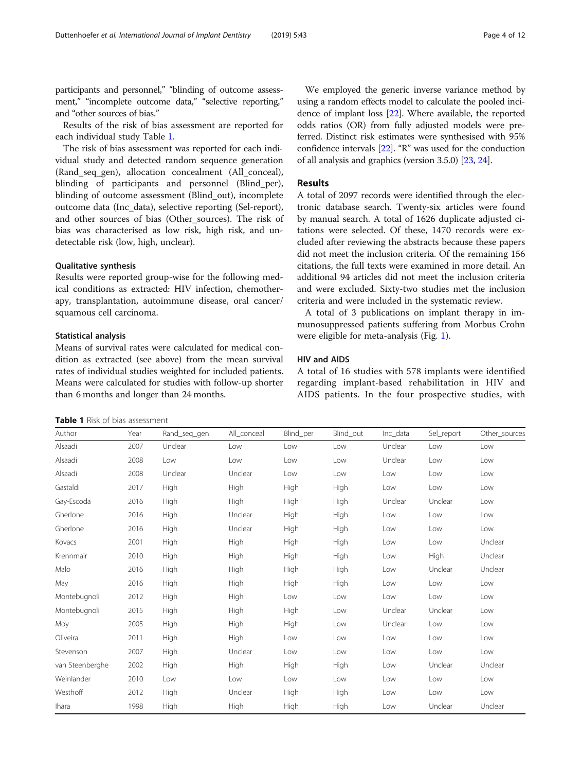participants and personnel," "blinding of outcome assessment," "incomplete outcome data," "selective reporting," and "other sources of bias."

Results of the risk of bias assessment are reported for each individual study Table 1.

The risk of bias assessment was reported for each individual study and detected random sequence generation (Rand_seq_gen), allocation concealment (All_conceal), blinding of participants and personnel (Blind_per), blinding of outcome assessment (Blind_out), incomplete outcome data (Inc_data), selective reporting (Sel-report), and other sources of bias (Other_sources). The risk of bias was characterised as low risk, high risk, and undetectable risk (low, high, unclear).

### Qualitative synthesis

Results were reported group-wise for the following medical conditions as extracted: HIV infection, chemotherapy, transplantation, autoimmune disease, oral cancer/squamous cell carcinoma.

### Statistical analysis

Means of survival rates were calculated for medical condition as extracted (see above) from the mean survival rates of individual studies weighted for included patients. Means were calculated for studies with follow-up shorter than 6 months and longer than 24 months.

We employed the generic inverse variance method by using a random effects model to calculate the pooled incidence of implant loss [22]. Where available, the reported odds ratios (OR) from fully adjusted models were preferred. Distinct risk estimates were synthesised with 95% confidence intervals [22]. "R" was used for the conduction of all analysis and graphics (version 3.5.0) [23, 24].

## Results

A total of 2097 records were identified through the electronic database search. Twenty-six articles were found by manual search. A total of 1626 duplicate adjusted citations were selected. Of these, 1470 records were excluded after reviewing the abstracts because these papers did not meet the inclusion criteria. Of the remaining 156 citations, the full texts were examined in more detail. An additional 94 articles did not meet the inclusion criteria and were excluded. Sixty-two studies met the inclusion criteria and were included in the systematic review.

A total of 3 publications on implant therapy in immunosuppressed patients suffering from Morbus Crohn were eligible for meta-analysis (Fig. 1).

### HIV and AIDS

A total of 16 studies with 578 implants were identified regarding implant-based rehabilitation in HIV and AIDS patients. In the four prospective studies, with

**Table 1** Risk of bias assessment

| Author | Year | Rand_seq_gen | All_conceal | Blind_per | Blind_out | Inc_data | Sel_report | Other_sources |
|---|---|---|---|---|---|---|---|---|
| Alsaadi | 2007 | Unclear | Low | Low | Low | Unclear | Low | Low |
| Alsaadi | 2008 | Low | Low | Low | Low | Unclear | Low | Low |
| Alsaadi | 2008 | Unclear | Unclear | Low | Low | Low | Low | Low |
| Gastaldi | 2017 | High | High | High | High | Low | Low | Low |
| Gay-Escoda | 2016 | High | High | High | High | Unclear | Unclear | Low |
| Gherlone | 2016 | High | Unclear | High | High | Low | Low | Low |
| Gherlone | 2016 | High | Unclear | High | High | Low | Low | Low |
| Kovacs | 2001 | High | High | High | High | Low | Low | Unclear |
| Krennmair | 2010 | High | High | High | High | Low | High | Unclear |
| Malo | 2016 | High | High | High | High | Low | Unclear | Unclear |
| May | 2016 | High | High | High | High | Low | Low | Low |
| Montebugnoli | 2012 | High | High | Low | Low | Low | Low | Low |
| Montebugnoli | 2015 | High | High | High | Low | Unclear | Unclear | Low |
| Moy | 2005 | High | High | High | Low | Unclear | Low | Low |
| Oliveira | 2011 | High | High | Low | Low | Low | Low | Low |
| Stevenson | 2007 | High | Unclear | Low | Low | Low | Low | Low |
| van Steenberghe | 2002 | High | High | High | High | Low | Unclear | Unclear |
| Weinlander | 2010 | Low | Low | Low | Low | Low | Low | Low |
| Westhoff | 2012 | High | Unclear | High | High | Low | Low | Low |
| Ihara | 1998 | High | High | High | High | Low | Unclear | Unclear |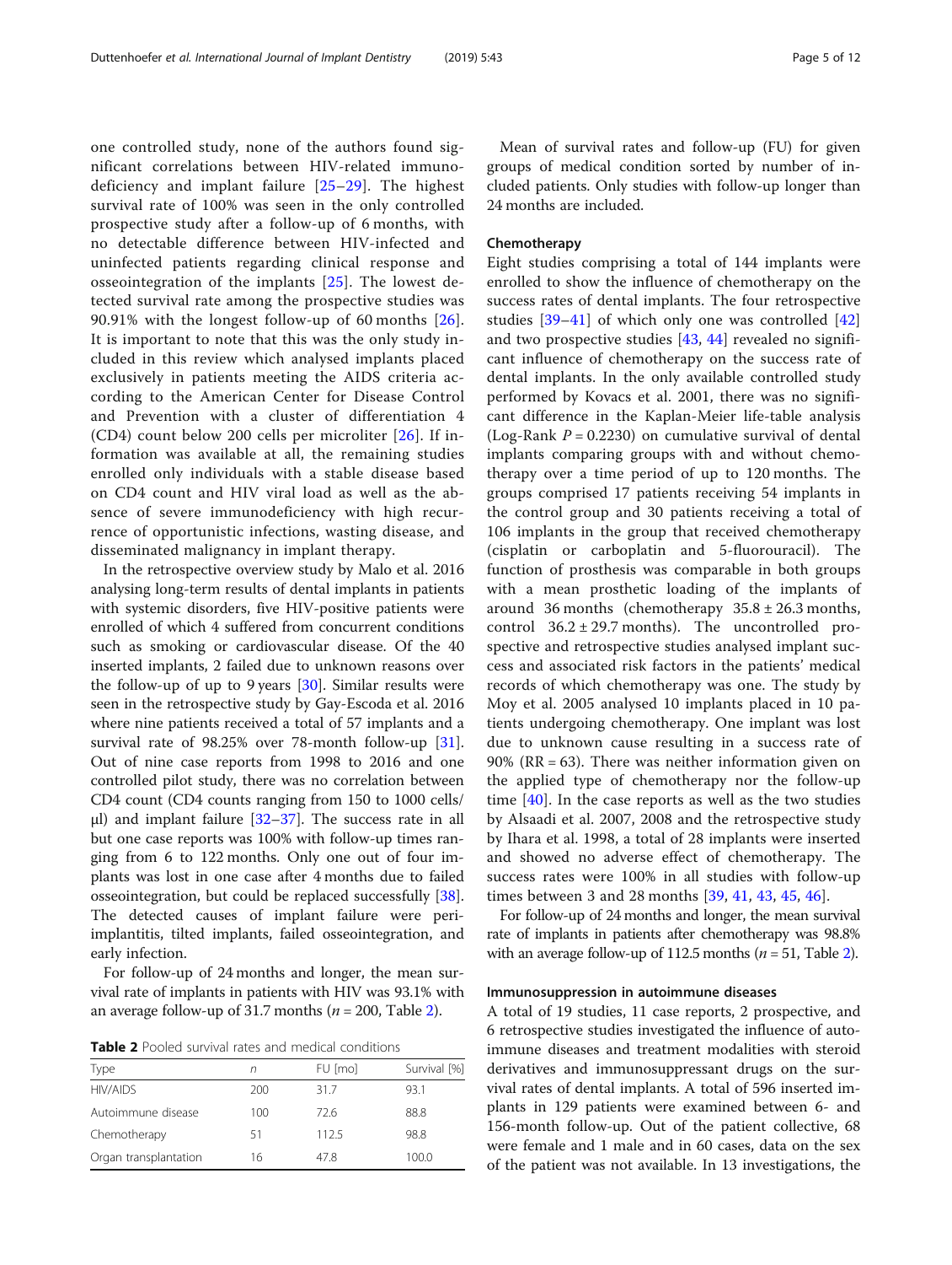one controlled study, none of the authors found significant correlations between HIV-related immunodeficiency and implant failure [25–29]. The highest survival rate of 100% was seen in the only controlled prospective study after a follow-up of 6 months, with no detectable difference between HIV-infected and uninfected patients regarding clinical response and osseointegration of the implants [25]. The lowest detected survival rate among the prospective studies was 90.91% with the longest follow-up of 60 months [26]. It is important to note that this was the only study included in this review which analysed implants placed exclusively in patients meeting the AIDS criteria according to the American Center for Disease Control and Prevention with a cluster of differentiation 4 (CD4) count below 200 cells per microliter [26]. If information was available at all, the remaining studies enrolled only individuals with a stable disease based on CD4 count and HIV viral load as well as the absence of severe immunodeficiency with high recurrence of opportunistic infections, wasting disease, and disseminated malignancy in implant therapy.

In the retrospective overview study by Malo et al. 2016 analysing long-term results of dental implants in patients with systemic disorders, five HIV-positive patients were enrolled of which 4 suffered from concurrent conditions such as smoking or cardiovascular disease. Of the 40 inserted implants, 2 failed due to unknown reasons over the follow-up of up to 9 years [30]. Similar results were seen in the retrospective study by Gay-Escoda et al. 2016 where nine patients received a total of 57 implants and a survival rate of 98.25% over 78-month follow-up [31]. Out of nine case reports from 1998 to 2016 and one controlled pilot study, there was no correlation between CD4 count (CD4 counts ranging from 150 to 1000 cells/μl) and implant failure [32–37]. The success rate in all but one case reports was 100% with follow-up times ranging from 6 to 122 months. Only one out of four implants was lost in one case after 4 months due to failed osseointegration, but could be replaced successfully [38]. The detected causes of implant failure were peri-implantitis, tilted implants, failed osseointegration, and early infection.

For follow-up of 24 months and longer, the mean survival rate of implants in patients with HIV was 93.1% with an average follow-up of 31.7 months ($n = 200$, Table 2).

**Table 2** Pooled survival rates and medical conditions

| Type | n | FU [mo] | Survival [%] |
|---|---|---|---|
| HIV/AIDS | 200 | 31.7 | 93.1 |
| Autoimmune disease | 100 | 72.6 | 88.8 |
| Chemotherapy | 51 | 112.5 | 98.8 |
| Organ transplantation | 16 | 47.8 | 100.0 |

Mean of survival rates and follow-up (FU) for given groups of medical condition sorted by number of included patients. Only studies with follow-up longer than 24 months are included.

### Chemotherapy

Eight studies comprising a total of 144 implants were enrolled to show the influence of chemotherapy on the success rates of dental implants. The four retrospective studies [39–41] of which only one was controlled [42] and two prospective studies [43, 44] revealed no significant influence of chemotherapy on the success rate of dental implants. In the only available controlled study performed by Kovacs et al. 2001, there was no significant difference in the Kaplan-Meier life-table analysis (Log-Rank $P = 0.2230$) on cumulative survival of dental implants comparing groups with and without chemotherapy over a time period of up to 120 months. The groups comprised 17 patients receiving 54 implants in the control group and 30 patients receiving a total of 106 implants in the group that received chemotherapy (cisplatin or carboplatin and 5-fluorouracil). The function of prosthesis was comparable in both groups with a mean prosthetic loading of the implants of around 36 months (chemotherapy $35.8 \pm 26.3$ months, control $36.2 \pm 29.7$ months). The uncontrolled prospective and retrospective studies analysed implant success and associated risk factors in the patients' medical records of which chemotherapy was one. The study by Moy et al. 2005 analysed 10 implants placed in 10 patients undergoing chemotherapy. One implant was lost due to unknown cause resulting in a success rate of 90% (RR = 63). There was neither information given on the applied type of chemotherapy nor the follow-up time [40]. In the case reports as well as the two studies by Alsaadi et al. 2007, 2008 and the retrospective study by Ihara et al. 1998, a total of 28 implants were inserted and showed no adverse effect of chemotherapy. The success rates were 100% in all studies with follow-up times between 3 and 28 months [39, 41, 43, 45, 46].

For follow-up of 24 months and longer, the mean survival rate of implants in patients after chemotherapy was 98.8% with an average follow-up of 112.5 months ($n = 51$, Table 2).

### Immunosuppression in autoimmune diseases

A total of 19 studies, 11 case reports, 2 prospective, and 6 retrospective studies investigated the influence of autoimmune diseases and treatment modalities with steroid derivatives and immunosuppressant drugs on the survival rates of dental implants. A total of 596 inserted implants in 129 patients were examined between 6- and 156-month follow-up. Out of the patient collective, 68 were female and 1 male and in 60 cases, data on the sex of the patient was not available. In 13 investigations, the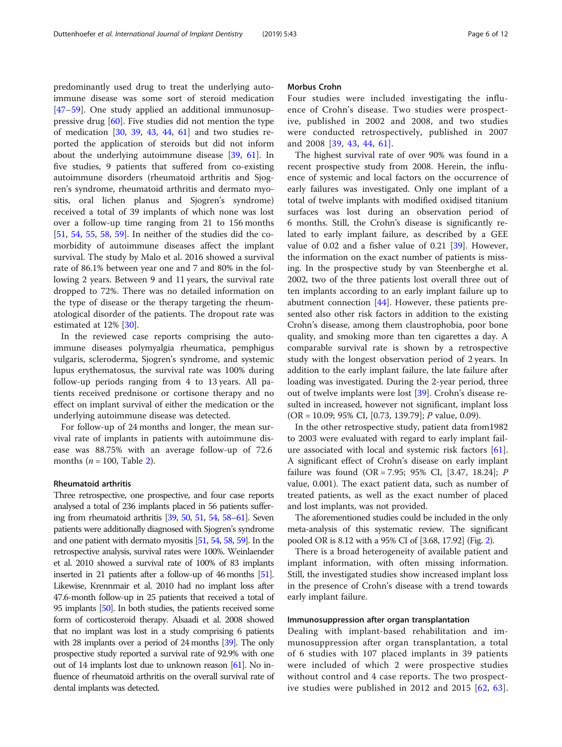predominantly used drug to treat the underlying autoimmune disease was some sort of steroid medication [47–59]. One study applied an additional immunosuppressive drug [60]. Five studies did not mention the type of medication [30, 39, 43, 44, 61] and two studies reported the application of steroids but did not inform about the underlying autoimmune disease [39, 61]. In five studies, 9 patients that suffered from co-existing autoimmune disorders (rheumatoid arthritis and Sjogren's syndrome, rheumatoid arthritis and dermato myositis, oral lichen planus and Sjogren's syndrome) received a total of 39 implants of which none was lost over a follow-up time ranging from 21 to 156 months [51, 54, 55, 58, 59]. In neither of the studies did the comorbidity of autoimmune diseases affect the implant survival. The study by Malo et al. 2016 showed a survival rate of 86.1% between year one and 7 and 80% in the following 2 years. Between 9 and 11 years, the survival rate dropped to 72%. There was no detailed information on the type of disease or the therapy targeting the rheumatological disorder of the patients. The dropout rate was estimated at 12% [30].

In the reviewed case reports comprising the autoimmune diseases polymyalgia rheumatica, pemphigus vulgaris, scleroderma, Sjogren's syndrome, and systemic lupus erythematosus, the survival rate was 100% during follow-up periods ranging from 4 to 13 years. All patients received prednisone or cortisone therapy and no effect on implant survival of either the medication or the underlying autoimmune disease was detected.

For follow-up of 24 months and longer, the mean survival rate of implants in patients with autoimmune disease was 88.75% with an average follow-up of 72.6 months ($n = 100$, Table 2).

### Rheumatoid arthritis

Three retrospective, one prospective, and four case reports analysed a total of 236 implants placed in 56 patients suffering from rheumatoid arthritis [39, 50, 51, 54, 58–61]. Seven patients were additionally diagnosed with Sjogren's syndrome and one patient with dermato myositis [51, 54, 58, 59]. In the retrospective analysis, survival rates were 100%. Weinlaender et al. 2010 showed a survival rate of 100% of 83 implants inserted in 21 patients after a follow-up of 46 months [51]. Likewise, Krennmair et al. 2010 had no implant loss after 47.6-month follow-up in 25 patients that received a total of 95 implants [50]. In both studies, the patients received some form of corticosteroid therapy. Alsaadi et al. 2008 showed that no implant was lost in a study comprising 6 patients with 28 implants over a period of 24 months [39]. The only prospective study reported a survival rate of 92.9% with one out of 14 implants lost due to unknown reason [61]. No influence of rheumatoid arthritis on the overall survival rate of dental implants was detected.

### Morbus Crohn

Four studies were included investigating the influence of Crohn's disease. Two studies were prospective, published in 2002 and 2008, and two studies were conducted retrospectively, published in 2007 and 2008 [39, 43, 44, 61].

The highest survival rate of over 90% was found in a recent prospective study from 2008. Herein, the influence of systemic and local factors on the occurrence of early failures was investigated. Only one implant of a total of twelve implants with modified oxidised titanium surfaces was lost during an observation period of 6 months. Still, the Crohn's disease is significantly related to early implant failure, as described by a GEE value of 0.02 and a fisher value of 0.21 [39]. However, the information on the exact number of patients is missing. In the prospective study by van Steenberghe et al. 2002, two of the three patients lost overall three out of ten implants according to an early implant failure up to abutment connection [44]. However, these patients presented also other risk factors in addition to the existing Crohn's disease, among them claustrophobia, poor bone quality, and smoking more than ten cigarettes a day. A comparable survival rate is shown by a retrospective study with the longest observation period of 2 years. In addition to the early implant failure, the late failure after loading was investigated. During the 2-year period, three out of twelve implants were lost [39]. Crohn's disease resulted in increased, however not significant, implant loss (OR = 10.09; 95% CI, [0.73, 139.79]; *P* value, 0.09).

In the other retrospective study, patient data from1982 to 2003 were evaluated with regard to early implant failure associated with local and systemic risk factors [61]. A significant effect of Crohn's disease on early implant failure was found (OR = 7.95; 95% CI, [3.47, 18.24]; *P* value, 0.001). The exact patient data, such as number of treated patients, as well as the exact number of placed and lost implants, was not provided.

The aforementioned studies could be included in the only meta-analysis of this systematic review. The significant pooled OR is 8.12 with a 95% CI of [3.68, 17.92] (Fig. 2).

There is a broad heterogeneity of available patient and implant information, with often missing information. Still, the investigated studies show increased implant loss in the presence of Crohn's disease with a trend towards early implant failure.

### Immunosuppression after organ transplantation

Dealing with implant-based rehabilitation and immunosuppression after organ transplantation, a total of 6 studies with 107 placed implants in 39 patients were included of which 2 were prospective studies without control and 4 case reports. The two prospective studies were published in 2012 and 2015 [62, 63].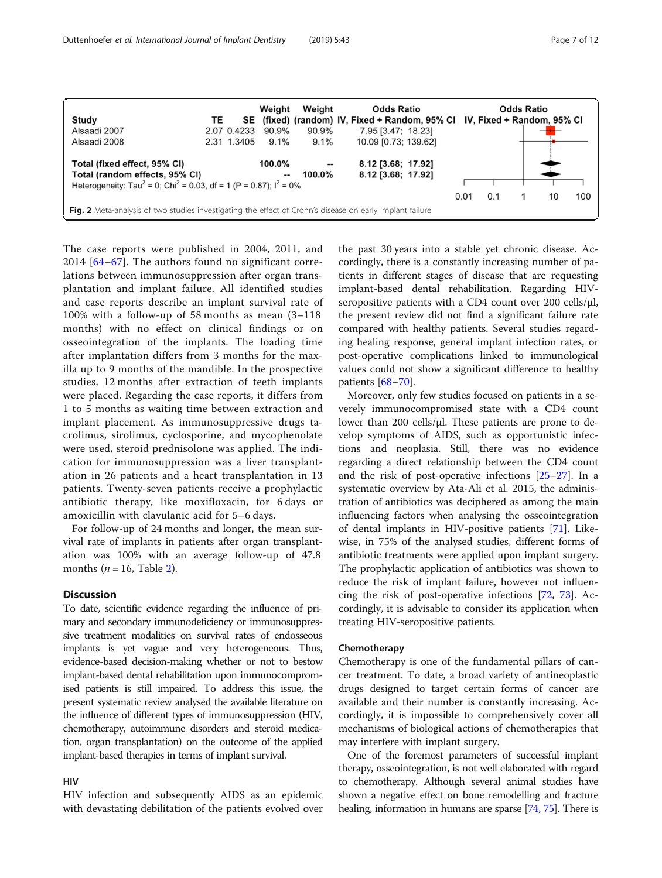| Study | TE | SE | Weight (fixed) | Weight (random) | Odds Ratio IV, Fixed + Random, 95% CI |
|---|---|---|---|---|---|
| Alsaadi 2007 | 2.07 | 0.4233 | 90.9% | 90.9% | 7.95 [3.47; 18.23] |
| Alsaadi 2008 | 2.31 | 1.3405 | 9.1% | 9.1% | 10.09 [0.73; 139.62] |
| **Total (fixed effect, 95% CI)** | | | 100.0% | -- | **8.12 [3.68; 17.92]** |
| **Total (random effects, 95% CI)** | | | -- | 100.0% | **8.12 [3.68; 17.92]** |

Heterogeneity: $Tau^2 = 0$; $Chi^2 = 0.03$, df = 1 ($P = 0.87$); $I^2 = 0\%$

**Fig. 2** Meta-analysis of two studies investigating the effect of Crohn's disease on early implant failure

The case reports were published in 2004, 2011, and 2014 [64–67]. The authors found no significant correlations between immunosuppression after organ transplantation and implant failure. All identified studies and case reports describe an implant survival rate of 100% with a follow-up of 58 months as mean (3–118 months) with no effect on clinical findings or on osseointegration of the implants. The loading time after implantation differs from 3 months for the maxilla up to 9 months of the mandible. In the prospective studies, 12 months after extraction of teeth implants were placed. Regarding the case reports, it differs from 1 to 5 months as waiting time between extraction and implant placement. As immunosuppressive drugs tacrolimus, sirolimus, cyclosporine, and mycophenolate were used, steroid prednisolone was applied. The indication for immunosuppression was a liver transplantation in 26 patients and a heart transplantation in 13 patients. Twenty-seven patients receive a prophylactic antibiotic therapy, like moxifloxacin, for 6 days or amoxicillin with clavulanic acid for 5–6 days.

For follow-up of 24 months and longer, the mean survival rate of implants in patients after organ transplantation was 100% with an average follow-up of 47.8 months ($n = 16$, Table 2).

## Discussion

To date, scientific evidence regarding the influence of primary and secondary immunodeficiency or immunosuppressive treatment modalities on survival rates of endosseous implants is yet vague and very heterogeneous. Thus, evidence-based decision-making whether or not to bestow implant-based dental rehabilitation upon immunocompromised patients is still impaired. To address this issue, the present systematic review analysed the available literature on the influence of different types of immunosuppression (HIV, chemotherapy, autoimmune disorders and steroid medication, organ transplantation) on the outcome of the applied implant-based therapies in terms of implant survival.

### HIV

HIV infection and subsequently AIDS as an epidemic with devastating debilitation of the patients evolved over the past 30 years into a stable yet chronic disease. Accordingly, there is a constantly increasing number of patients in different stages of disease that are requesting implant-based dental rehabilitation. Regarding HIV-seropositive patients with a CD4 count over 200 cells/μl, the present review did not find a significant failure rate compared with healthy patients. Several studies regarding healing response, general implant infection rates, or post-operative complications linked to immunological values could not show a significant difference to healthy patients [68–70].

Moreover, only few studies focused on patients in a severely immunocompromised state with a CD4 count lower than 200 cells/μl. These patients are prone to develop symptoms of AIDS, such as opportunistic infections and neoplasia. Still, there was no evidence regarding a direct relationship between the CD4 count and the risk of post-operative infections [25–27]. In a systematic overview by Ata-Ali et al. 2015, the administration of antibiotics was deciphered as among the main influencing factors when analysing the osseointegration of dental implants in HIV-positive patients [71]. Likewise, in 75% of the analysed studies, different forms of antibiotic treatments were applied upon implant surgery. The prophylactic application of antibiotics was shown to reduce the risk of implant failure, however not influencing the risk of post-operative infections [72, 73]. Accordingly, it is advisable to consider its application when treating HIV-seropositive patients.

### Chemotherapy

Chemotherapy is one of the fundamental pillars of cancer treatment. To date, a broad variety of antineoplastic drugs designed to target certain forms of cancer are available and their number is constantly increasing. Accordingly, it is impossible to comprehensively cover all mechanisms of biological actions of chemotherapies that may interfere with implant surgery.

One of the foremost parameters of successful implant therapy, osseointegration, is not well elaborated with regard to chemotherapy. Although several animal studies have shown a negative effect on bone remodelling and fracture healing, information in humans are sparse [74, 75]. There is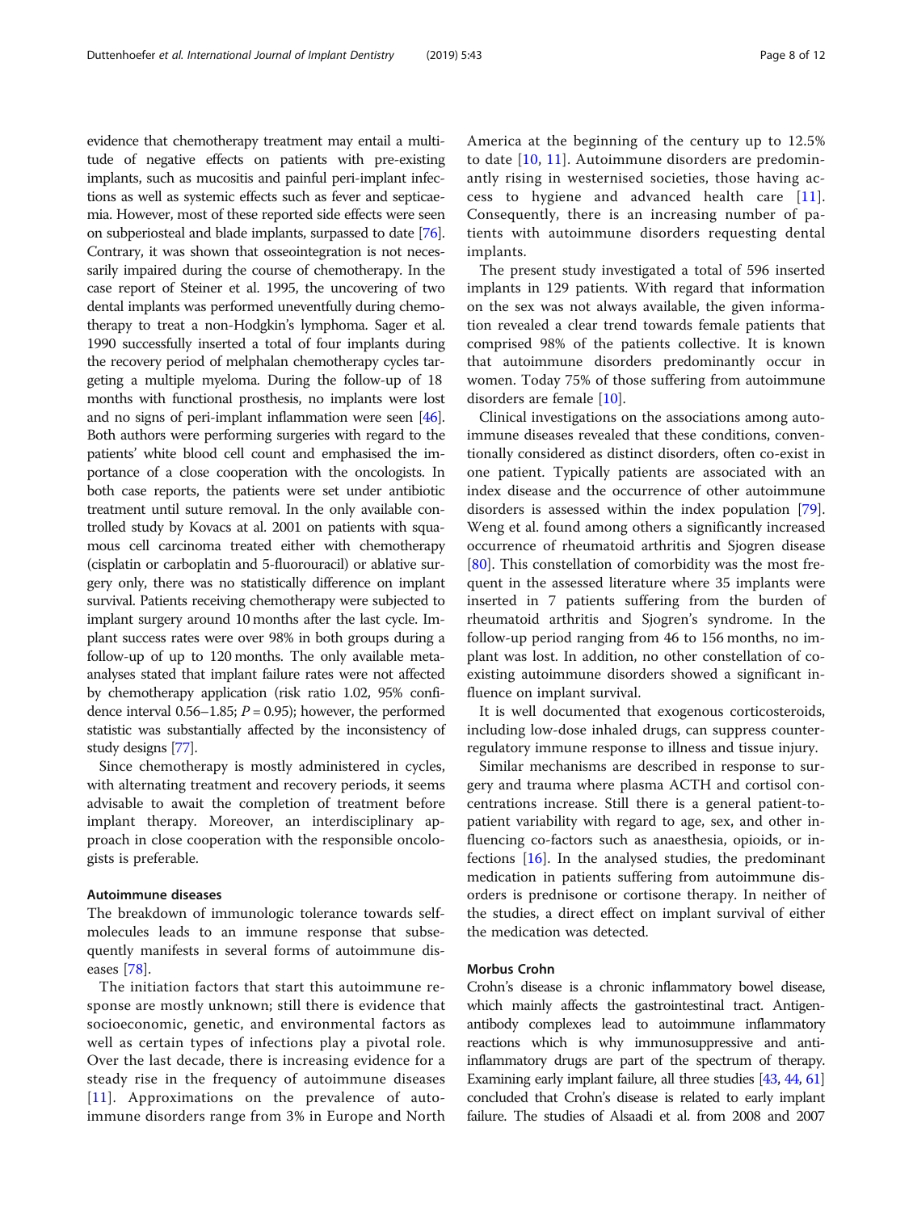evidence that chemotherapy treatment may entail a multitude of negative effects on patients with pre-existing implants, such as mucositis and painful peri-implant infections as well as systemic effects such as fever and septicaemia. However, most of these reported side effects were seen on subperiosteal and blade implants, surpassed to date [76]. Contrary, it was shown that osseointegration is not necessarily impaired during the course of chemotherapy. In the case report of Steiner et al. 1995, the uncovering of two dental implants was performed uneventfully during chemotherapy to treat a non-Hodgkin's lymphoma. Sager et al. 1990 successfully inserted a total of four implants during the recovery period of melphalan chemotherapy cycles targeting a multiple myeloma. During the follow-up of 18 months with functional prosthesis, no implants were lost and no signs of peri-implant inflammation were seen [46]. Both authors were performing surgeries with regard to the patients' white blood cell count and emphasised the importance of a close cooperation with the oncologists. In both case reports, the patients were set under antibiotic treatment until suture removal. In the only available controlled study by Kovacs at al. 2001 on patients with squamous cell carcinoma treated either with chemotherapy (cisplatin or carboplatin and 5-fluorouracil) or ablative surgery only, there was no statistically difference on implant survival. Patients receiving chemotherapy were subjected to implant surgery around 10 months after the last cycle. Implant success rates were over 98% in both groups during a follow-up of up to 120 months. The only available meta-analyses stated that implant failure rates were not affected by chemotherapy application (risk ratio 1.02, 95% confidence interval 0.56–1.85; $P = 0.95$); however, the performed statistic was substantially affected by the inconsistency of study designs [77].

Since chemotherapy is mostly administered in cycles, with alternating treatment and recovery periods, it seems advisable to await the completion of treatment before implant therapy. Moreover, an interdisciplinary approach in close cooperation with the responsible oncologists is preferable.

### Autoimmune diseases

The breakdown of immunologic tolerance towards self-molecules leads to an immune response that subsequently manifests in several forms of autoimmune diseases [78].

The initiation factors that start this autoimmune response are mostly unknown; still there is evidence that socioeconomic, genetic, and environmental factors as well as certain types of infections play a pivotal role. Over the last decade, there is increasing evidence for a steady rise in the frequency of autoimmune diseases [11]. Approximations on the prevalence of autoimmune disorders range from 3% in Europe and North America at the beginning of the century up to 12.5% to date [10, 11]. Autoimmune disorders are predominantly rising in westernised societies, those having access to hygiene and advanced health care [11]. Consequently, there is an increasing number of patients with autoimmune disorders requesting dental implants.

The present study investigated a total of 596 inserted implants in 129 patients. With regard that information on the sex was not always available, the given information revealed a clear trend towards female patients that comprised 98% of the patients collective. It is known that autoimmune disorders predominantly occur in women. Today 75% of those suffering from autoimmune disorders are female [10].

Clinical investigations on the associations among autoimmune diseases revealed that these conditions, conventionally considered as distinct disorders, often co-exist in one patient. Typically patients are associated with an index disease and the occurrence of other autoimmune disorders is assessed within the index population [79]. Weng et al. found among others a significantly increased occurrence of rheumatoid arthritis and Sjogren disease [80]. This constellation of comorbidity was the most frequent in the assessed literature where 35 implants were inserted in 7 patients suffering from the burden of rheumatoid arthritis and Sjogren's syndrome. In the follow-up period ranging from 46 to 156 months, no implant was lost. In addition, no other constellation of co-existing autoimmune disorders showed a significant influence on implant survival.

It is well documented that exogenous corticosteroids, including low-dose inhaled drugs, can suppress counter-regulatory immune response to illness and tissue injury.

Similar mechanisms are described in response to surgery and trauma where plasma ACTH and cortisol concentrations increase. Still there is a general patient-to-patient variability with regard to age, sex, and other influencing co-factors such as anaesthesia, opioids, or infections [16]. In the analysed studies, the predominant medication in patients suffering from autoimmune disorders is prednisone or cortisone therapy. In neither of the studies, a direct effect on implant survival of either the medication was detected.

### Morbus Crohn

Crohn's disease is a chronic inflammatory bowel disease, which mainly affects the gastrointestinal tract. Antigen-antibody complexes lead to autoimmune inflammatory reactions which is why immunosuppressive and anti-inflammatory drugs are part of the spectrum of therapy. Examining early implant failure, all three studies [43, 44, 61] concluded that Crohn's disease is related to early implant failure. The studies of Alsaadi et al. from 2008 and 2007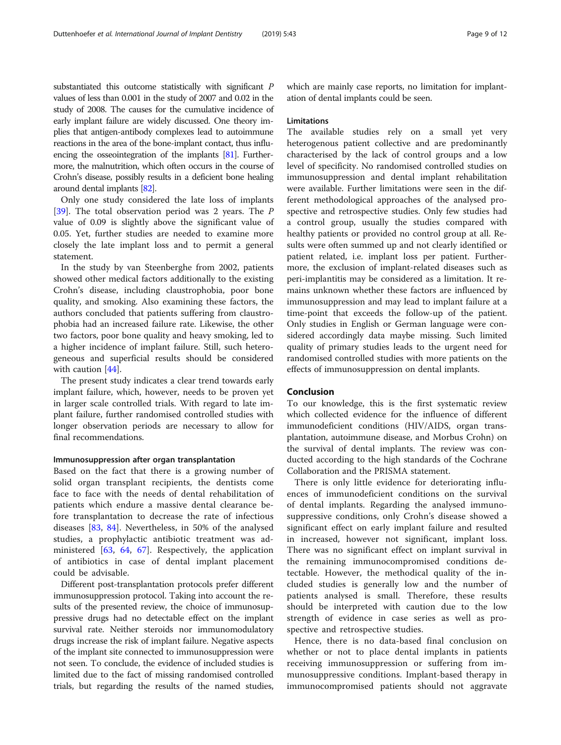substantiated this outcome statistically with significant $P$ values of less than 0.001 in the study of 2007 and 0.02 in the study of 2008. The causes for the cumulative incidence of early implant failure are widely discussed. One theory implies that antigen-antibody complexes lead to autoimmune reactions in the area of the bone-implant contact, thus influencing the osseointegration of the implants [81]. Furthermore, the malnutrition, which often occurs in the course of Crohn's disease, possibly results in a deficient bone healing around dental implants [82].

Only one study considered the late loss of implants [39]. The total observation period was 2 years. The $P$ value of 0.09 is slightly above the significant value of 0.05. Yet, further studies are needed to examine more closely the late implant loss and to permit a general statement.

In the study by van Steenberghe from 2002, patients showed other medical factors additionally to the existing Crohn's disease, including claustrophobia, poor bone quality, and smoking. Also examining these factors, the authors concluded that patients suffering from claustrophobia had an increased failure rate. Likewise, the other two factors, poor bone quality and heavy smoking, led to a higher incidence of implant failure. Still, such heterogeneous and superficial results should be considered with caution [44].

The present study indicates a clear trend towards early implant failure, which, however, needs to be proven yet in larger scale controlled trials. With regard to late implant failure, further randomised controlled studies with longer observation periods are necessary to allow for final recommendations.

#### Immunosuppression after organ transplantation

Based on the fact that there is a growing number of solid organ transplant recipients, the dentists come face to face with the needs of dental rehabilitation of patients which endure a massive dental clearance before transplantation to decrease the rate of infectious diseases [83, 84]. Nevertheless, in 50% of the analysed studies, a prophylactic antibiotic treatment was administered [63, 64, 67]. Respectively, the application of antibiotics in case of dental implant placement could be advisable.

Different post-transplantation protocols prefer different immunosuppression protocol. Taking into account the results of the presented review, the choice of immunosuppressive drugs had no detectable effect on the implant survival rate. Neither steroids nor immunomodulatory drugs increase the risk of implant failure. Negative aspects of the implant site connected to immunosuppression were not seen. To conclude, the evidence of included studies is limited due to the fact of missing randomised controlled trials, but regarding the results of the named studies, which are mainly case reports, no limitation for implantation of dental implants could be seen.

#### Limitations

The available studies rely on a small yet very heterogenous patient collective and are predominantly characterised by the lack of control groups and a low level of specificity. No randomised controlled studies on immunosuppression and dental implant rehabilitation were available. Further limitations were seen in the different methodological approaches of the analysed prospective and retrospective studies. Only few studies had a control group, usually the studies compared with healthy patients or provided no control group at all. Results were often summed up and not clearly identified or patient related, i.e. implant loss per patient. Furthermore, the exclusion of implant-related diseases such as peri-implantitis may be considered as a limitation. It remains unknown whether these factors are influenced by immunosuppression and may lead to implant failure at a time-point that exceeds the follow-up of the patient. Only studies in English or German language were considered accordingly data maybe missing. Such limited quality of primary studies leads to the urgent need for randomised controlled studies with more patients on the effects of immunosuppression on dental implants.

## Conclusion

To our knowledge, this is the first systematic review which collected evidence for the influence of different immunodeficient conditions (HIV/AIDS, organ transplantation, autoimmune disease, and Morbus Crohn) on the survival of dental implants. The review was conducted according to the high standards of the Cochrane Collaboration and the PRISMA statement.

There is only little evidence for deteriorating influences of immunodeficient conditions on the survival of dental implants. Regarding the analysed immunosuppressive conditions, only Crohn's disease showed a significant effect on early implant failure and resulted in increased, however not significant, implant loss. There was no significant effect on implant survival in the remaining immunocompromised conditions detectable. However, the methodical quality of the included studies is generally low and the number of patients analysed is small. Therefore, these results should be interpreted with caution due to the low strength of evidence in case series as well as prospective and retrospective studies.

Hence, there is no data-based final conclusion on whether or not to place dental implants in patients receiving immunosuppression or suffering from immunosuppressive conditions. Implant-based therapy in immunocompromised patients should not aggravate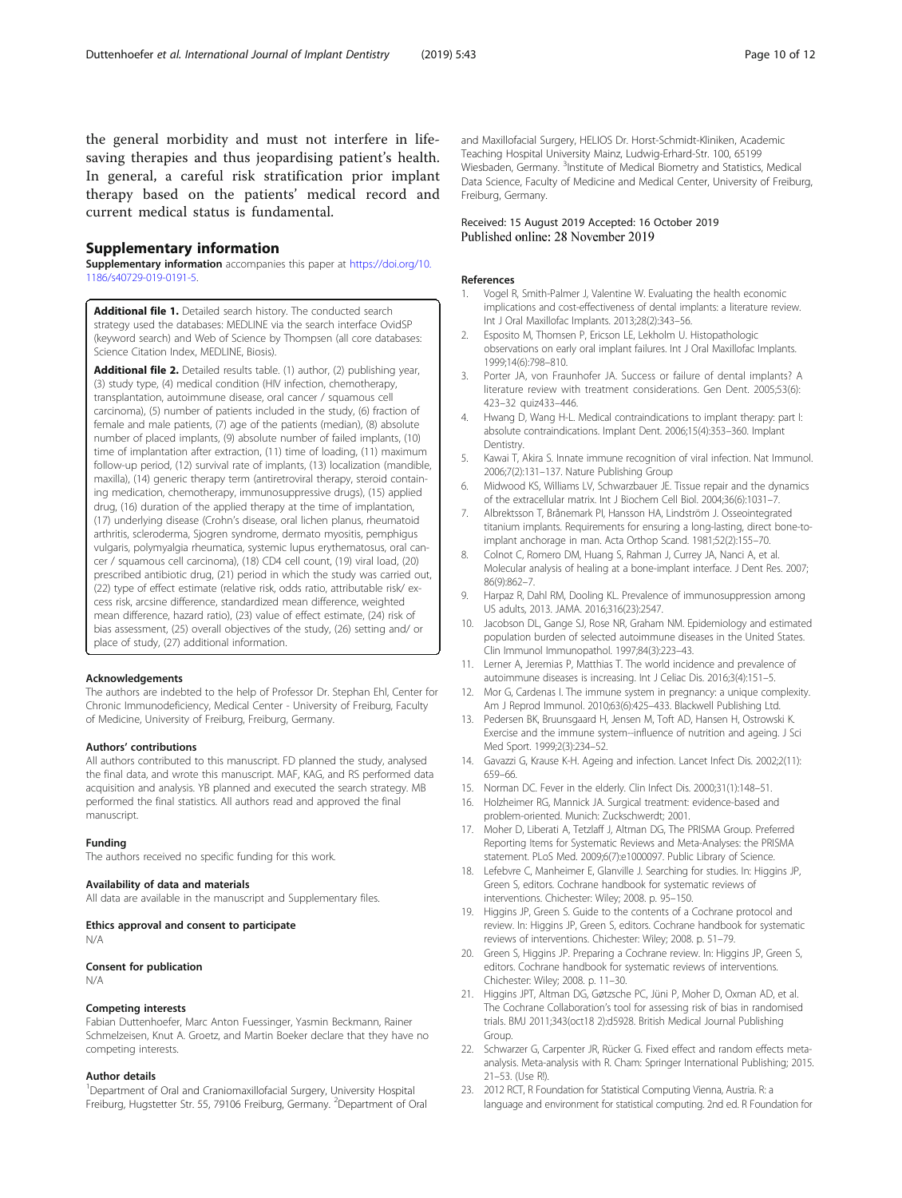the general morbidity and must not interfere in life-saving therapies and thus jeopardising patient's health. In general, a careful risk stratification prior implant therapy based on the patients' medical record and current medical status is fundamental.

## Supplementary information

**Supplementary information** accompanies this paper at https://doi.org/10.1186/s40729-019-0191-5.

**Additional file 1.** Detailed search history. The conducted search strategy used the databases: MEDLINE via the search interface OvidSP (keyword search) and Web of Science by Thompsen (all core databases: Science Citation Index, MEDLINE, Biosis).

**Additional file 2.** Detailed results table. (1) author, (2) publishing year, (3) study type, (4) medical condition (HIV infection, chemotherapy, transplantation, autoimmune disease, oral cancer / squamous cell carcinoma), (5) number of patients included in the study, (6) fraction of female and male patients, (7) age of the patients (median), (8) absolute number of placed implants, (9) absolute number of failed implants, (10) time of implantation after extraction, (11) time of loading, (11) maximum follow-up period, (12) survival rate of implants, (13) localization (mandible, maxilla), (14) generic therapy term (antiretroviral therapy, steroid containing medication, chemotherapy, immunosuppressive drugs), (15) applied drug, (16) duration of the applied therapy at the time of implantation, (17) underlying disease (Crohn's disease, oral lichen planus, rheumatoid arthritis, scleroderma, Sjogren syndrome, dermato myositis, pemphigus vulgaris, polymyalgia rheumatica, systemic lupus erythematosus, oral cancer / squamous cell carcinoma), (18) CD4 cell count, (19) viral load, (20) prescribed antibiotic drug, (21) period in which the study was carried out, (22) type of effect estimate (relative risk, odds ratio, attributable risk/ excess risk, arcsine difference, standardized mean difference, weighted mean difference, hazard ratio), (23) value of effect estimate, (24) risk of bias assessment, (25) overall objectives of the study, (26) setting and/ or place of study, (27) additional information.

### Acknowledgements

The authors are indebted to the help of Professor Dr. Stephan Ehl, Center for Chronic Immunodeficiency, Medical Center - University of Freiburg, Faculty of Medicine, University of Freiburg, Freiburg, Germany.

### Authors' contributions

All authors contributed to this manuscript. FD planned the study, analysed the final data, and wrote this manuscript. MAF, KAG, and RS performed data acquisition and analysis. YB planned and executed the search strategy. MB performed the final statistics. All authors read and approved the final manuscript.

### Funding

The authors received no specific funding for this work.

### Availability of data and materials

All data are available in the manuscript and Supplementary files.

### Ethics approval and consent to participate

N/A

### Consent for publication

N/A

### Competing interests

Fabian Duttenhoefer, Marc Anton Fuessinger, Yasmin Beckmann, Rainer Schmelzeisen, Knut A. Groetz, and Martin Boeker declare that they have no competing interests.

### Author details

[1]Department of Oral and Craniomaxillofacial Surgery, University Hospital Freiburg, Hugstetter Str. 55, 79106 Freiburg, Germany. [2]Department of Oral and Maxillofacial Surgery, HELIOS Dr. Horst-Schmidt-Kliniken, Academic Teaching Hospital University Mainz, Ludwig-Erhard-Str. 100, 65199 Wiesbaden, Germany. [3]Institute of Medical Biometry and Statistics, Medical Data Science, Faculty of Medicine and Medical Center, University of Freiburg, Freiburg, Germany.

Received: 15 August 2019 Accepted: 16 October 2019
Published online: 28 November 2019

### References

1. Vogel R, Smith-Palmer J, Valentine W. Evaluating the health economic implications and cost-effectiveness of dental implants: a literature review. Int J Oral Maxillofac Implants. 2013;28(2):343–56.
2. Esposito M, Thomsen P, Ericson LE, Lekholm U. Histopathologic observations on early oral implant failures. Int J Oral Maxillofac Implants. 1999;14(6):798–810.
3. Porter JA, von Fraunhofer JA. Success or failure of dental implants? A literature review with treatment considerations. Gen Dent. 2005;53(6): 423–32 quiz433–446.
4. Hwang D, Wang H-L. Medical contraindications to implant therapy: part I: absolute contraindications. Implant Dent. 2006;15(4):353–360. Implant Dentistry.
5. Kawai T, Akira S. Innate immune recognition of viral infection. Nat Immunol. 2006;7(2):131–137. Nature Publishing Group
6. Midwood KS, Williams LV, Schwarzbauer JE. Tissue repair and the dynamics of the extracellular matrix. Int J Biochem Cell Biol. 2004;36(6):1031–7.
7. Albrektsson T, Brånemark PI, Hansson HA, Lindström J. Osseointegrated titanium implants. Requirements for ensuring a long-lasting, direct bone-to-implant anchorage in man. Acta Orthop Scand. 1981;52(2):155–70.
8. Colnot C, Romero DM, Huang S, Rahman J, Currey JA, Nanci A, et al. Molecular analysis of healing at a bone-implant interface. J Dent Res. 2007; 86(9):862–7.
9. Harpaz R, Dahl RM, Dooling KL. Prevalence of immunosuppression among US adults, 2013. JAMA. 2016;316(23):2547.
10. Jacobson DL, Gange SJ, Rose NR, Graham NM. Epidemiology and estimated population burden of selected autoimmune diseases in the United States. Clin Immunol Immunopathol. 1997;84(3):223–43.
11. Lerner A, Jeremias P, Matthias T. The world incidence and prevalence of autoimmune diseases is increasing. Int J Celiac Dis. 2016;3(4):151–5.
12. Mor G, Cardenas I. The immune system in pregnancy: a unique complexity. Am J Reprod Immunol. 2010;63(6):425–433. Blackwell Publishing Ltd.
13. Pedersen BK, Bruunsgaard H, Jensen M, Toft AD, Hansen H, Ostrowski K. Exercise and the immune system--influence of nutrition and ageing. J Sci Med Sport. 1999;2(3):234–52.
14. Gavazzi G, Krause K-H. Ageing and infection. Lancet Infect Dis. 2002;2(11): 659–66.
15. Norman DC. Fever in the elderly. Clin Infect Dis. 2000;31(1):148–51.
16. Holzheimer RG, Mannick JA. Surgical treatment: evidence-based and problem-oriented. Munich: Zuckschwerdt; 2001.
17. Moher D, Liberati A, Tetzlaff J, Altman DG, The PRISMA Group. Preferred Reporting Items for Systematic Reviews and Meta-Analyses: the PRISMA statement. PLoS Med. 2009;6(7):e1000097. Public Library of Science.
18. Lefebvre C, Manheimer E, Glanville J. Searching for studies. In: Higgins JP, Green S, editors. Cochrane handbook for systematic reviews of interventions. Chichester: Wiley; 2008. p. 95–150.
19. Higgins JP, Green S. Guide to the contents of a Cochrane protocol and review. In: Higgins JP, Green S, editors. Cochrane handbook for systematic reviews of interventions. Chichester: Wiley; 2008. p. 51–79.
20. Green S, Higgins JP. Preparing a Cochrane review. In: Higgins JP, Green S, editors. Cochrane handbook for systematic reviews of interventions. Chichester: Wiley; 2008. p. 11–30.
21. Higgins JPT, Altman DG, Gøtzsche PC, Jüni P, Moher D, Oxman AD, et al. The Cochrane Collaboration's tool for assessing risk of bias in randomised trials. BMJ 2011;343(oct18 2):d5928. British Medical Journal Publishing Group.
22. Schwarzer G, Carpenter JR, Rücker G. Fixed effect and random effects meta-analysis. Meta-analysis with R. Cham: Springer International Publishing; 2015. 21–53. (Use R!).
23. 2012 RCT, R Foundation for Statistical Computing Vienna, Austria. R: a language and environment for statistical computing. 2nd ed. R Foundation for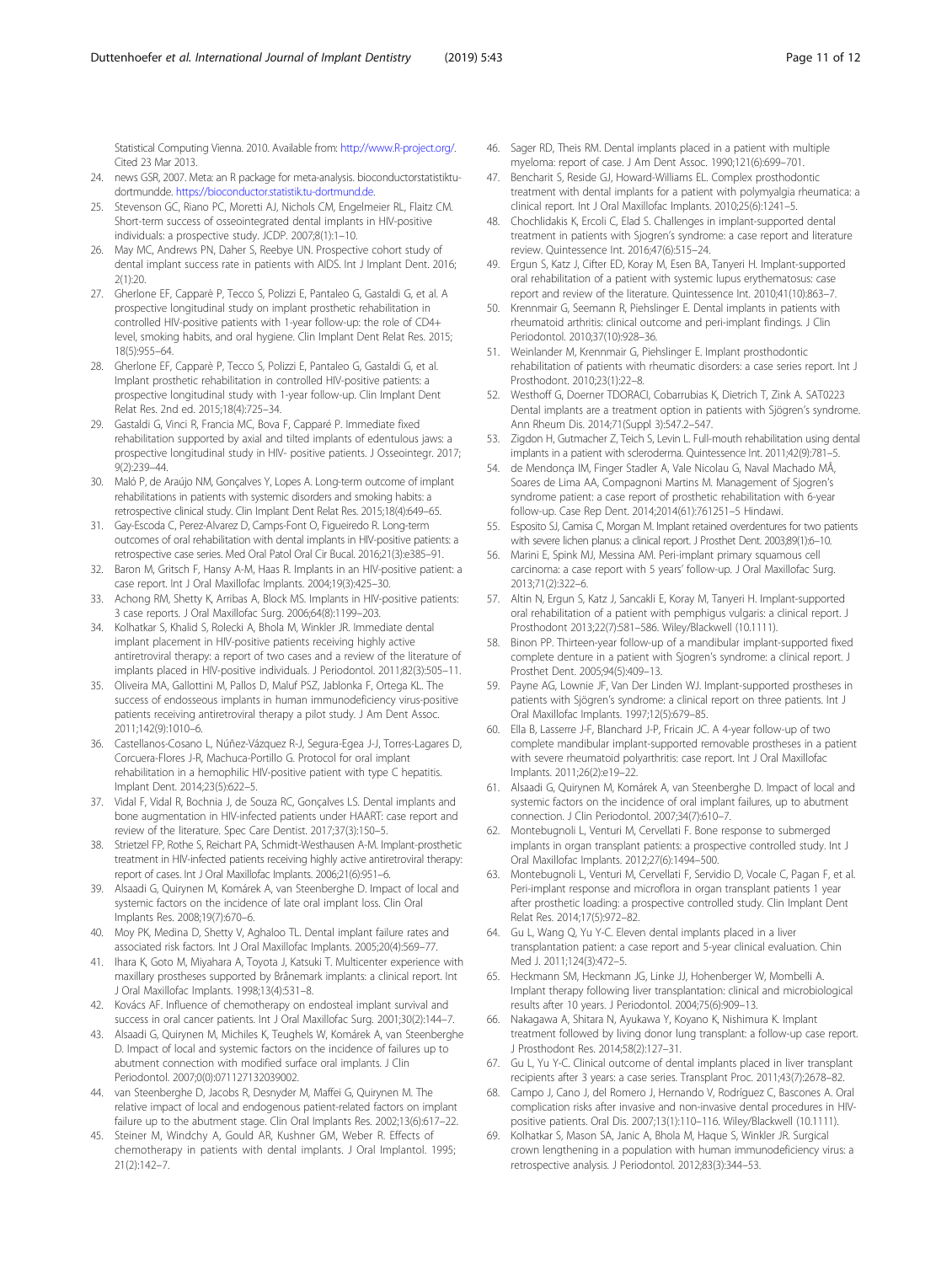Statistical Computing Vienna. 2010. Available from: http://www.R-project.org/. Cited 23 Mar 2013.

24. news GSR, 2007. Meta: an R package for meta-analysis. bioconductorstatistiktudortmundde. https://bioconductor.statistik.tu-dortmund.de.
25. Stevenson GC, Riano PC, Moretti AJ, Nichols CM, Engelmeier RL, Flaitz CM. Short-term success of osseointegrated dental implants in HIV-positive individuals: a prospective study. JCDP. 2007;8(1):1–10.
26. May MC, Andrews PN, Daher S, Reebye UN. Prospective cohort study of dental implant success rate in patients with AIDS. Int J Implant Dent. 2016; 2(1):20.
27. Gherlone EF, Capparè P, Tecco S, Polizzi E, Pantaleo G, Gastaldi G, et al. A prospective longitudinal study on implant prosthetic rehabilitation in controlled HIV-positive patients with 1-year follow-up: the role of CD4+ level, smoking habits, and oral hygiene. Clin Implant Dent Relat Res. 2015; 18(5):955–64.
28. Gherlone EF, Capparè P, Tecco S, Polizzi E, Pantaleo G, Gastaldi G, et al. Implant prosthetic rehabilitation in controlled HIV-positive patients: a prospective longitudinal study with 1-year follow-up. Clin Implant Dent Relat Res. 2nd ed. 2015;18(4):725–34.
29. Gastaldi G, Vinci R, Francia MC, Bova F, Capparé P. Immediate fixed rehabilitation supported by axial and tilted implants of edentulous jaws: a prospective longitudinal study in HIV- positive patients. J Osseointegr. 2017; 9(2):239–44.
30. Maló P, de Araújo NM, Gonçalves Y, Lopes A. Long-term outcome of implant rehabilitations in patients with systemic disorders and smoking habits: a retrospective clinical study. Clin Implant Dent Relat Res. 2015;18(4):649–65.
31. Gay-Escoda C, Perez-Alvarez D, Camps-Font O, Figueiredo R. Long-term outcomes of oral rehabilitation with dental implants in HIV-positive patients: a retrospective case series. Med Oral Patol Oral Cir Bucal. 2016;21(3):e385–91.
32. Baron M, Gritsch F, Hansy A-M, Haas R. Implants in an HIV-positive patient: a case report. Int J Oral Maxillofac Implants. 2004;19(3):425–30.
33. Achong RM, Shetty K, Arribas A, Block MS. Implants in HIV-positive patients: 3 case reports. J Oral Maxillofac Surg. 2006;64(8):1199–203.
34. Kolhatkar S, Khalid S, Rolecki A, Bhola M, Winkler JR. Immediate dental implant placement in HIV-positive patients receiving highly active antiretroviral therapy: a report of two cases and a review of the literature of implants placed in HIV-positive individuals. J Periodontol. 2011;82(3):505–11.
35. Oliveira MA, Gallottini M, Pallos D, Maluf PSZ, Jablonka F, Ortega KL. The success of endosseous implants in human immunodeficiency virus-positive patients receiving antiretroviral therapy a pilot study. J Am Dent Assoc. 2011;142(9):1010–6.
36. Castellanos-Cosano L, Núñez-Vázquez R-J, Segura-Egea J-J, Torres-Lagares D, Corcuera-Flores J-R, Machuca-Portillo G. Protocol for oral implant rehabilitation in a hemophilic HIV-positive patient with type C hepatitis. Implant Dent. 2014;23(5):622–5.
37. Vidal F, Vidal R, Bochnia J, de Souza RC, Gonçalves LS. Dental implants and bone augmentation in HIV-infected patients under HAART: case report and review of the literature. Spec Care Dentist. 2017;37(3):150–5.
38. Strietzel FP, Rothe S, Reichart PA, Schmidt-Westhausen A-M. Implant-prosthetic treatment in HIV-infected patients receiving highly active antiretroviral therapy: report of cases. Int J Oral Maxillofac Implants. 2006;21(6):951–6.
39. Alsaadi G, Quirynen M, Komárek A, van Steenberghe D. Impact of local and systemic factors on the incidence of late oral implant loss. Clin Oral Implants Res. 2008;19(7):670–6.
40. Moy PK, Medina D, Shetty V, Aghaloo TL. Dental implant failure rates and associated risk factors. Int J Oral Maxillofac Implants. 2005;20(4):569–77.
41. Ihara K, Goto M, Miyahara A, Toyota J, Katsuki T. Multicenter experience with maxillary prostheses supported by Brånemark implants: a clinical report. Int J Oral Maxillofac Implants. 1998;13(4):531–8.
42. Kovács AF. Influence of chemotherapy on endosteal implant survival and success in oral cancer patients. Int J Oral Maxillofac Surg. 2001;30(2):144–7.
43. Alsaadi G, Quirynen M, Michiles K, Teughels W, Komárek A, van Steenberghe D. Impact of local and systemic factors on the incidence of failures up to abutment connection with modified surface oral implants. J Clin Periodontol. 2007;0(0):071127132039002.
44. van Steenberghe D, Jacobs R, Desnyder M, Maffei G, Quirynen M. The relative impact of local and endogenous patient-related factors on implant failure up to the abutment stage. Clin Oral Implants Res. 2002;13(6):617–22.
45. Steiner M, Windchy A, Gould AR, Kushner GM, Weber R. Effects of chemotherapy in patients with dental implants. J Oral Implantol. 1995; 21(2):142–7.
46. Sager RD, Theis RM. Dental implants placed in a patient with multiple myeloma: report of case. J Am Dent Assoc. 1990;121(6):699–701.
47. Bencharit S, Reside GJ, Howard-Williams EL. Complex prosthodontic treatment with dental implants for a patient with polymyalgia rheumatica: a clinical report. Int J Oral Maxillofac Implants. 2010;25(6):1241–5.
48. Chochlidakis K, Ercoli C, Elad S. Challenges in implant-supported dental treatment in patients with Sjogren's syndrome: a case report and literature review. Quintessence Int. 2016;47(6):515–24.
49. Ergun S, Katz J, Cifter ED, Koray M, Esen BA, Tanyeri H. Implant-supported oral rehabilitation of a patient with systemic lupus erythematosus: case report and review of the literature. Quintessence Int. 2010;41(10):863–7.
50. Krennmair G, Seemann R, Piehslinger E. Dental implants in patients with rheumatoid arthritis: clinical outcome and peri-implant findings. J Clin Periodontol. 2010;37(10):928–36.
51. Weinlander M, Krennmair G, Piehslinger E. Implant prosthodontic rehabilitation of patients with rheumatic disorders: a case series report. Int J Prosthodont. 2010;23(1):22–8.
52. Westhoff G, Doerner TDORACI, Cobarrubias K, Dietrich T, Zink A. SAT0223 Dental implants are a treatment option in patients with Sjögren's syndrome. Ann Rheum Dis. 2014;71(Suppl 3):547.2–547.
53. Zigdon H, Gutmacher Z, Teich S, Levin L. Full-mouth rehabilitation using dental implants in a patient with scleroderma. Quintessence Int. 2011;42(9):781–5.
54. de Mendonça IM, Finger Stadler A, Vale Nicolau G, Naval Machado MÂ, Soares de Lima AA, Compagnoni Martins M. Management of Sjogren's syndrome patient: a case report of prosthetic rehabilitation with 6-year follow-up. Case Rep Dent. 2014;2014(61):761251–5 Hindawi.
55. Esposito SJ, Camisa C, Morgan M. Implant retained overdentures for two patients with severe lichen planus: a clinical report. J Prosthet Dent. 2003;89(1):6–10.
56. Marini E, Spink MJ, Messina AM. Peri-implant primary squamous cell carcinoma: a case report with 5 years' follow-up. J Oral Maxillofac Surg. 2013;71(2):322–6.
57. Altin N, Ergun S, Katz J, Sancakli E, Koray M, Tanyeri H. Implant-supported oral rehabilitation of a patient with pemphigus vulgaris: a clinical report. J Prosthodont 2013;22(7):581–586. Wiley/Blackwell (10.1111).
58. Binon PP. Thirteen-year follow-up of a mandibular implant-supported fixed complete denture in a patient with Sjogren's syndrome: a clinical report. J Prosthet Dent. 2005;94(5):409–13.
59. Payne AG, Lownie JF, Van Der Linden WJ. Implant-supported prostheses in patients with Sjögren's syndrome: a clinical report on three patients. Int J Oral Maxillofac Implants. 1997;12(5):679–85.
60. Ella B, Lasserre J-F, Blanchard J-P, Fricain JC. A 4-year follow-up of two complete mandibular implant-supported removable prostheses in a patient with severe rheumatoid polyarthritis: case report. Int J Oral Maxillofac Implants. 2011;26(2):e19–22.
61. Alsaadi G, Quirynen M, Komárek A, van Steenberghe D. Impact of local and systemic factors on the incidence of oral implant failures, up to abutment connection. J Clin Periodontol. 2007;34(7):610–7.
62. Montebugnoli L, Venturi M, Cervellati F. Bone response to submerged implants in organ transplant patients: a prospective controlled study. Int J Oral Maxillofac Implants. 2012;27(6):1494–500.
63. Montebugnoli L, Venturi M, Cervellati F, Servidio D, Vocale C, Pagan F, et al. Peri-implant response and microflora in organ transplant patients 1 year after prosthetic loading: a prospective controlled study. Clin Implant Dent Relat Res. 2014;17(5):972–82.
64. Gu L, Wang Q, Yu Y-C. Eleven dental implants placed in a liver transplantation patient: a case report and 5-year clinical evaluation. Chin Med J. 2011;124(3):472–5.
65. Heckmann SM, Heckmann JG, Linke JJ, Hohenberger W, Mombelli A. Implant therapy following liver transplantation: clinical and microbiological results after 10 years. J Periodontol. 2004;75(6):909–13.
66. Nakagawa A, Shitara N, Ayukawa Y, Koyano K, Nishimura K. Implant treatment followed by living donor lung transplant: a follow-up case report. J Prosthodont Res. 2014;58(2):127–31.
67. Gu L, Yu Y-C. Clinical outcome of dental implants placed in liver transplant recipients after 3 years: a case series. Transplant Proc. 2011;43(7):2678–82.
68. Campo J, Cano J, del Romero J, Hernando V, Rodríguez C, Bascones A. Oral complication risks after invasive and non-invasive dental procedures in HIV-positive patients. Oral Dis. 2007;13(1):110–116. Wiley/Blackwell (10.1111).
69. Kolhatkar S, Mason SA, Janic A, Bhola M, Haque S, Winkler JR. Surgical crown lengthening in a population with human immunodeficiency virus: a retrospective analysis. J Periodontol. 2012;83(3):344–53.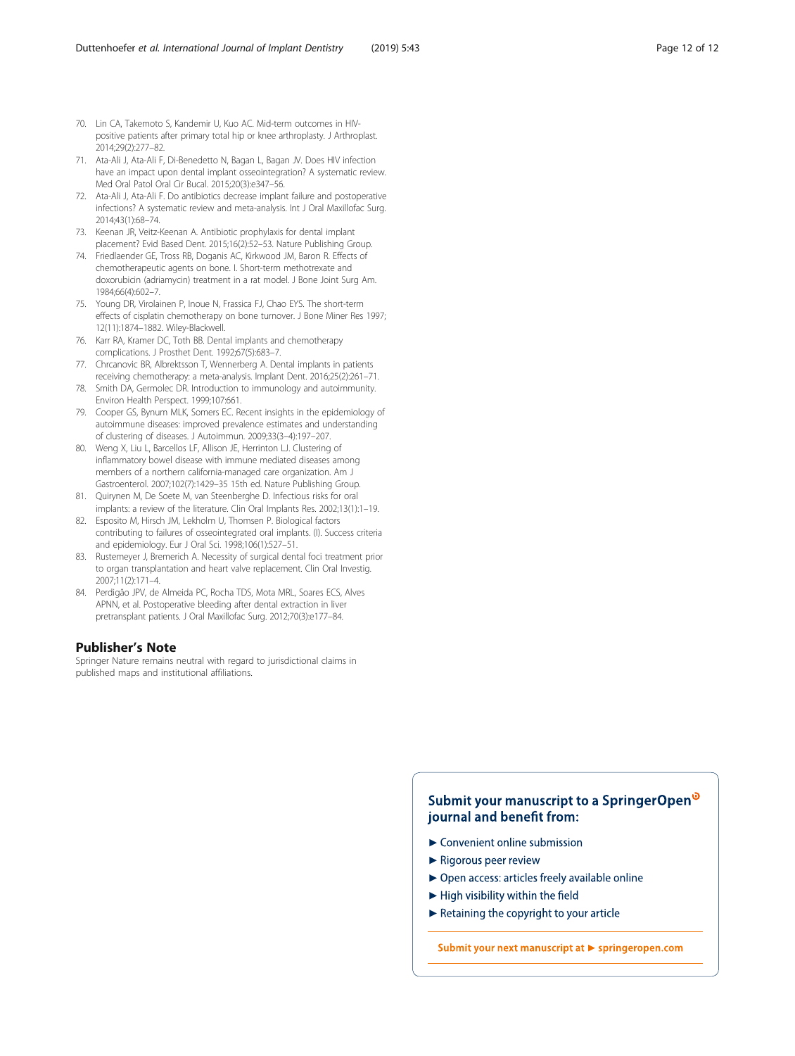70. Lin CA, Takemoto S, Kandemir U, Kuo AC. Mid-term outcomes in HIV-positive patients after primary total hip or knee arthroplasty. J Arthroplast. 2014;29(2):277–82.
71. Ata-Ali J, Ata-Ali F, Di-Benedetto N, Bagan L, Bagan JV. Does HIV infection have an impact upon dental implant osseointegration? A systematic review. Med Oral Patol Oral Cir Bucal. 2015;20(3):e347–56.
72. Ata-Ali J, Ata-Ali F. Do antibiotics decrease implant failure and postoperative infections? A systematic review and meta-analysis. Int J Oral Maxillofac Surg. 2014;43(1):68–74.
73. Keenan JR, Veitz-Keenan A. Antibiotic prophylaxis for dental implant placement? Evid Based Dent. 2015;16(2):52–53. Nature Publishing Group.
74. Friedlaender GE, Tross RB, Doganis AC, Kirkwood JM, Baron R. Effects of chemotherapeutic agents on bone. I. Short-term methotrexate and doxorubicin (adriamycin) treatment in a rat model. J Bone Joint Surg Am. 1984;66(4):602–7.
75. Young DR, Virolainen P, Inoue N, Frassica FJ, Chao EYS. The short-term effects of cisplatin chemotherapy on bone turnover. J Bone Miner Res 1997; 12(11):1874–1882. Wiley-Blackwell.
76. Karr RA, Kramer DC, Toth BB. Dental implants and chemotherapy complications. J Prosthet Dent. 1992;67(5):683–7.
77. Chrcanovic BR, Albrektsson T, Wennerberg A. Dental implants in patients receiving chemotherapy: a meta-analysis. Implant Dent. 2016;25(2):261–71.
78. Smith DA, Germolec DR. Introduction to immunology and autoimmunity. Environ Health Perspect. 1999;107:661.
79. Cooper GS, Bynum MLK, Somers EC. Recent insights in the epidemiology of autoimmune diseases: improved prevalence estimates and understanding of clustering of diseases. J Autoimmun. 2009;33(3–4):197–207.
80. Weng X, Liu L, Barcellos LF, Allison JE, Herrinton LJ. Clustering of inflammatory bowel disease with immune mediated diseases among members of a northern california-managed care organization. Am J Gastroenterol. 2007;102(7):1429–35 15th ed. Nature Publishing Group.
81. Quirynen M, De Soete M, van Steenberghe D. Infectious risks for oral implants: a review of the literature. Clin Oral Implants Res. 2002;13(1):1–19.
82. Esposito M, Hirsch JM, Lekholm U, Thomsen P. Biological factors contributing to failures of osseointegrated oral implants. (I). Success criteria and epidemiology. Eur J Oral Sci. 1998;106(1):527–51.
83. Rustemeyer J, Bremerich A. Necessity of surgical dental foci treatment prior to organ transplantation and heart valve replacement. Clin Oral Investig. 2007;11(2):171–4.
84. Perdigão JPV, de Almeida PC, Rocha TDS, Mota MRL, Soares ECS, Alves APNN, et al. Postoperative bleeding after dental extraction in liver pretransplant patients. J Oral Maxillofac Surg. 2012;70(3):e177–84.

## Publisher's Note

Springer Nature remains neutral with regard to jurisdictional claims in published maps and institutional affiliations.

**Submit your manuscript to a SpringerOpen journal and benefit from:**

- ► Convenient online submission
- ► Rigorous peer review
- ► Open access: articles freely available online
- ► High visibility within the field
- ► Retaining the copyright to your article

**Submit your next manuscript at ► springeropen.com**